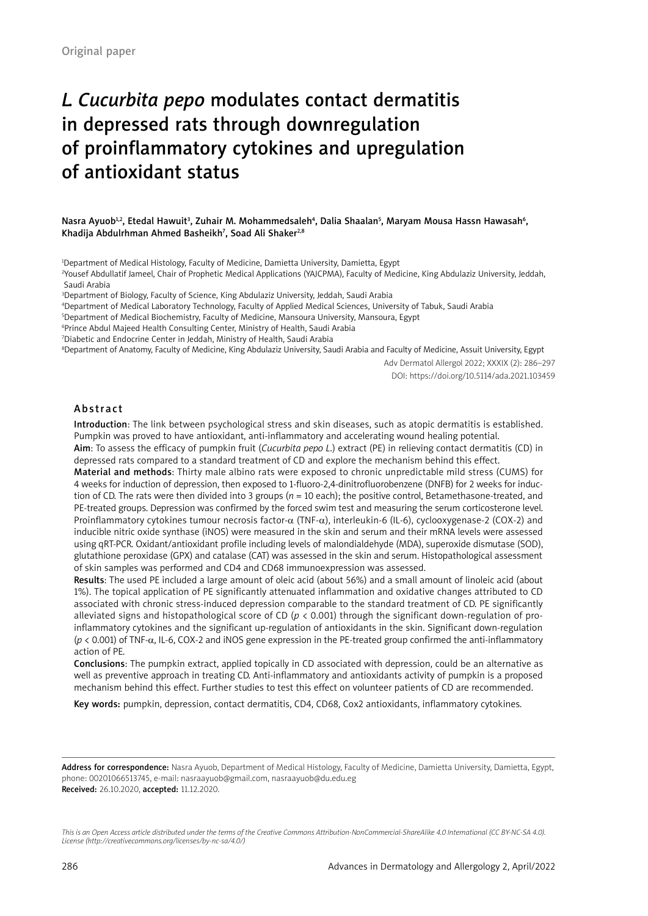Original paper

# *L. Cucurbita pepo* modulates contact dermatitis in depressed rats through downregulation of proinflammatory cytokines and upregulation of antioxidant status

**Nasra Ayuob[1,2], Etedal Hawuit[3], Zuhair M. Mohammedsaleh[4], Dalia Shaalan[5], Maryam Mousa Hassn Hawasah[6], Khadija Abdulrhman Ahmed Basheikh[7], Soad Ali Shaker[2,8]**

[1]Department of Medical Histology, Faculty of Medicine, Damietta University, Damietta, Egypt
[2]Yousef Abdullatif Jameel, Chair of Prophetic Medical Applications (YAJCPMA), Faculty of Medicine, King Abdulaziz University, Jeddah, Saudi Arabia
[3]Department of Biology, Faculty of Science, King Abdulaziz University, Jeddah, Saudi Arabia
[4]Department of Medical Laboratory Technology, Faculty of Applied Medical Sciences, University of Tabuk, Saudi Arabia
[5]Department of Medical Biochemistry, Faculty of Medicine, Mansoura University, Mansoura, Egypt
[6]Prince Abdul Majeed Health Consulting Center, Ministry of Health, Saudi Arabia
[7]Diabetic and Endocrine Center in Jeddah, Ministry of Health, Saudi Arabia
[8]Department of Anatomy, Faculty of Medicine, King Abdulaziz University, Saudi Arabia and Faculty of Medicine, Assuit University, Egypt

Adv Dermatol Allergol 2022; XXXIX (2): 286–297
DOI: https://doi.org/10.5114/ada.2021.103459

## Abstract

**Introduction**: The link between psychological stress and skin diseases, such as atopic dermatitis is established. Pumpkin was proved to have antioxidant, anti-inflammatory and accelerating wound healing potential.

**Aim**: To assess the efficacy of pumpkin fruit (*Cucurbita pepo L.*) extract (PE) in relieving contact dermatitis (CD) in depressed rats compared to a standard treatment of CD and explore the mechanism behind this effect.

**Material and methods**: Thirty male albino rats were exposed to chronic unpredictable mild stress (CUMS) for 4 weeks for induction of depression, then exposed to 1-fluoro-2,4-dinitrofluorobenzene (DNFB) for 2 weeks for induction of CD. The rats were then divided into 3 groups (*n* = 10 each); the positive control, Betamethasone-treated, and PE-treated groups. Depression was confirmed by the forced swim test and measuring the serum corticosterone level. Proinflammatory cytokines tumour necrosis factor-α (TNF-α), interleukin-6 (IL-6), cyclooxygenase-2 (COX-2) and inducible nitric oxide synthase (iNOS) were measured in the skin and serum and their mRNA levels were assessed using qRT-PCR. Oxidant/antioxidant profile including levels of malondialdehyde (MDA), superoxide dismutase (SOD), glutathione peroxidase (GPX) and catalase (CAT) was assessed in the skin and serum. Histopathological assessment of skin samples was performed and CD4 and CD68 immunoexpression was assessed.

**Results**: The used PE included a large amount of oleic acid (about 56%) and a small amount of linoleic acid (about 1%). The topical application of PE significantly attenuated inflammation and oxidative changes attributed to CD associated with chronic stress-induced depression comparable to the standard treatment of CD. PE significantly alleviated signs and histopathological score of CD ($p < 0.001$) through the significant down-regulation of pro-inflammatory cytokines and the significant up-regulation of antioxidants in the skin. Significant down-regulation ($p < 0.001$) of TNF-α, IL-6, COX-2 and iNOS gene expression in the PE-treated group confirmed the anti-inflammatory action of PE.

**Conclusions**: The pumpkin extract, applied topically in CD associated with depression, could be an alternative as well as preventive approach in treating CD. Anti-inflammatory and antioxidants activity of pumpkin is a proposed mechanism behind this effect. Further studies to test this effect on volunteer patients of CD are recommended.

**Key words:** pumpkin, depression, contact dermatitis, CD4, CD68, Cox2 antioxidants, inflammatory cytokines.

---

**Address for correspondence:** Nasra Ayuob, Department of Medical Histology, Faculty of Medicine, Damietta University, Damietta, Egypt, phone: 00201066513745, e-mail: nasraayuob@gmail.com, nasraayuob@du.edu.eg
**Received:** 26.10.2020, **accepted:** 11.12.2020.

*This is an Open Access article distributed under the terms of the Creative Commons Attribution-NonCommercial-ShareAlike 4.0 International (CC BY-NC-SA 4.0). License (http://creativecommons.org/licenses/by-nc-sa/4.0/)*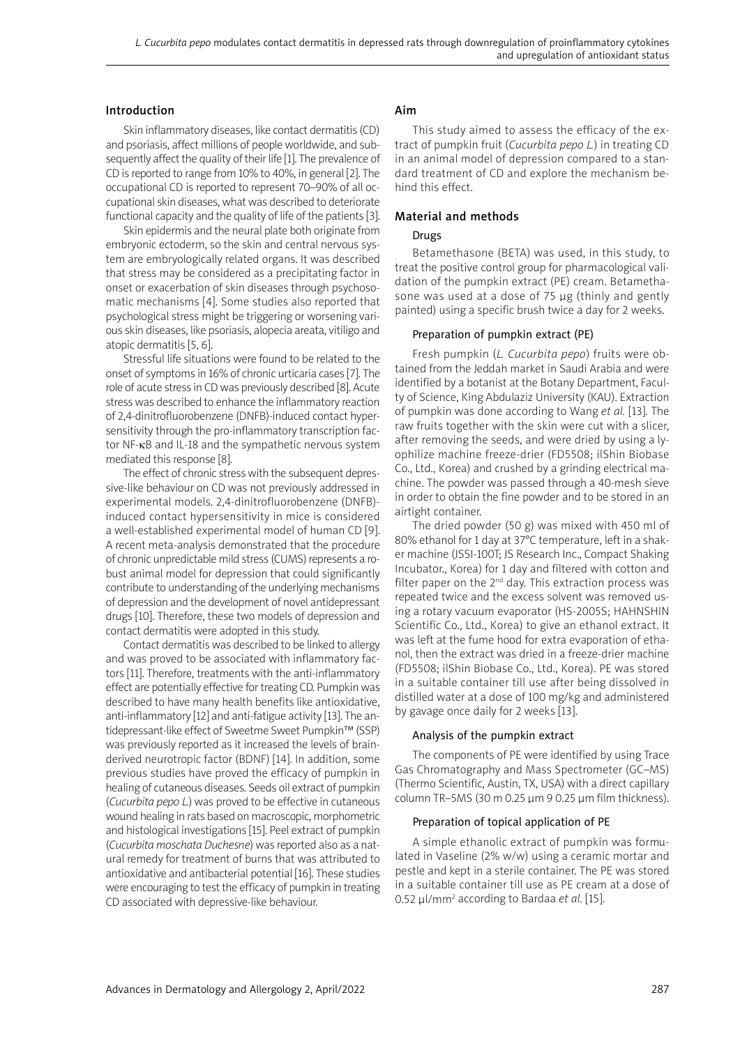## Introduction

Skin inflammatory diseases, like contact dermatitis (CD) and psoriasis, affect millions of people worldwide, and subsequently affect the quality of their life [1]. The prevalence of CD is reported to range from 10% to 40%, in general [2]. The occupational CD is reported to represent 70–90% of all occupational skin diseases, what was described to deteriorate functional capacity and the quality of life of the patients [3].

Skin epidermis and the neural plate both originate from embryonic ectoderm, so the skin and central nervous system are embryologically related organs. It was described that stress may be considered as a precipitating factor in onset or exacerbation of skin diseases through psychosomatic mechanisms [4]. Some studies also reported that psychological stress might be triggering or worsening various skin diseases, like psoriasis, alopecia areata, vitiligo and atopic dermatitis [5, 6].

Stressful life situations were found to be related to the onset of symptoms in 16% of chronic urticaria cases [7]. The role of acute stress in CD was previously described [8]. Acute stress was described to enhance the inflammatory reaction of 2,4-dinitrofluorobenzene (DNFB)-induced contact hypersensitivity through the pro-inflammatory transcription factor NF-κB and IL-18 and the sympathetic nervous system mediated this response [8].

The effect of chronic stress with the subsequent depressive-like behaviour on CD was not previously addressed in experimental models. 2,4-dinitrofluorobenzene (DNFB)-induced contact hypersensitivity in mice is considered a well-established experimental model of human CD [9]. A recent meta-analysis demonstrated that the procedure of chronic unpredictable mild stress (CUMS) represents a robust animal model for depression that could significantly contribute to understanding of the underlying mechanisms of depression and the development of novel antidepressant drugs [10]. Therefore, these two models of depression and contact dermatitis were adopted in this study.

Contact dermatitis was described to be linked to allergy and was proved to be associated with inflammatory factors [11]. Therefore, treatments with the anti-inflammatory effect are potentially effective for treating CD. Pumpkin was described to have many health benefits like antioxidative, anti-inflammatory [12] and anti-fatigue activity [13]. The antidepressant-like effect of Sweetme Sweet Pumpkin™ (SSP) was previously reported as it increased the levels of brain-derived neurotropic factor (BDNF) [14]. In addition, some previous studies have proved the efficacy of pumpkin in healing of cutaneous diseases. Seeds oil extract of pumpkin (*Cucurbita pepo L.*) was proved to be effective in cutaneous wound healing in rats based on macroscopic, morphometric and histological investigations [15]. Peel extract of pumpkin (*Cucurbita moschata Duchesne*) was reported also as a natural remedy for treatment of burns that was attributed to antioxidative and antibacterial potential [16]. These studies were encouraging to test the efficacy of pumpkin in treating CD associated with depressive-like behaviour.

## Aim

This study aimed to assess the efficacy of the extract of pumpkin fruit (*Cucurbita pepo L.*) in treating CD in an animal model of depression compared to a standard treatment of CD and explore the mechanism behind this effect.

## Material and methods

### Drugs

Betamethasone (BETA) was used, in this study, to treat the positive control group for pharmacological validation of the pumpkin extract (PE) cream. Betamethasone was used at a dose of 75 µg (thinly and gently painted) using a specific brush twice a day for 2 weeks.

### Preparation of pumpkin extract (PE)

Fresh pumpkin (*L. Cucurbita pepo*) fruits were obtained from the Jeddah market in Saudi Arabia and were identified by a botanist at the Botany Department, Faculty of Science, King Abdulaziz University (KAU). Extraction of pumpkin was done according to Wang *et al.* [13]. The raw fruits together with the skin were cut with a slicer, after removing the seeds, and were dried by using a lyophilize machine freeze-drier (FD5508; ilShin Biobase Co., Ltd., Korea) and crushed by a grinding electrical machine. The powder was passed through a 40-mesh sieve in order to obtain the fine powder and to be stored in an airtight container.

The dried powder (50 g) was mixed with 450 ml of 80% ethanol for 1 day at 37°C temperature, left in a shaker machine (JSSI-100T; JS Research Inc., Compact Shaking Incubator., Korea) for 1 day and filtered with cotton and filter paper on the 2[nd] day. This extraction process was repeated twice and the excess solvent was removed using a rotary vacuum evaporator (HS-2005S; HAHNSHIN Scientific Co., Ltd., Korea) to give an ethanol extract. It was left at the fume hood for extra evaporation of ethanol, then the extract was dried in a freeze-drier machine (FD5508; ilShin Biobase Co., Ltd., Korea). PE was stored in a suitable container till use after being dissolved in distilled water at a dose of 100 mg/kg and administered by gavage once daily for 2 weeks [13].

### Analysis of the pumpkin extract

The components of PE were identified by using Trace Gas Chromatography and Mass Spectrometer (GC–MS) (Thermo Scientific, Austin, TX, USA) with a direct capillary column TR–5MS (30 m 0.25 µm 9 0.25 µm film thickness).

### Preparation of topical application of PE

A simple ethanolic extract of pumpkin was formulated in Vaseline (2% w/w) using a ceramic mortar and pestle and kept in a sterile container. The PE was stored in a suitable container till use as PE cream at a dose of 0.52 µl/mm$^2$ according to Bardaa *et al.* [15].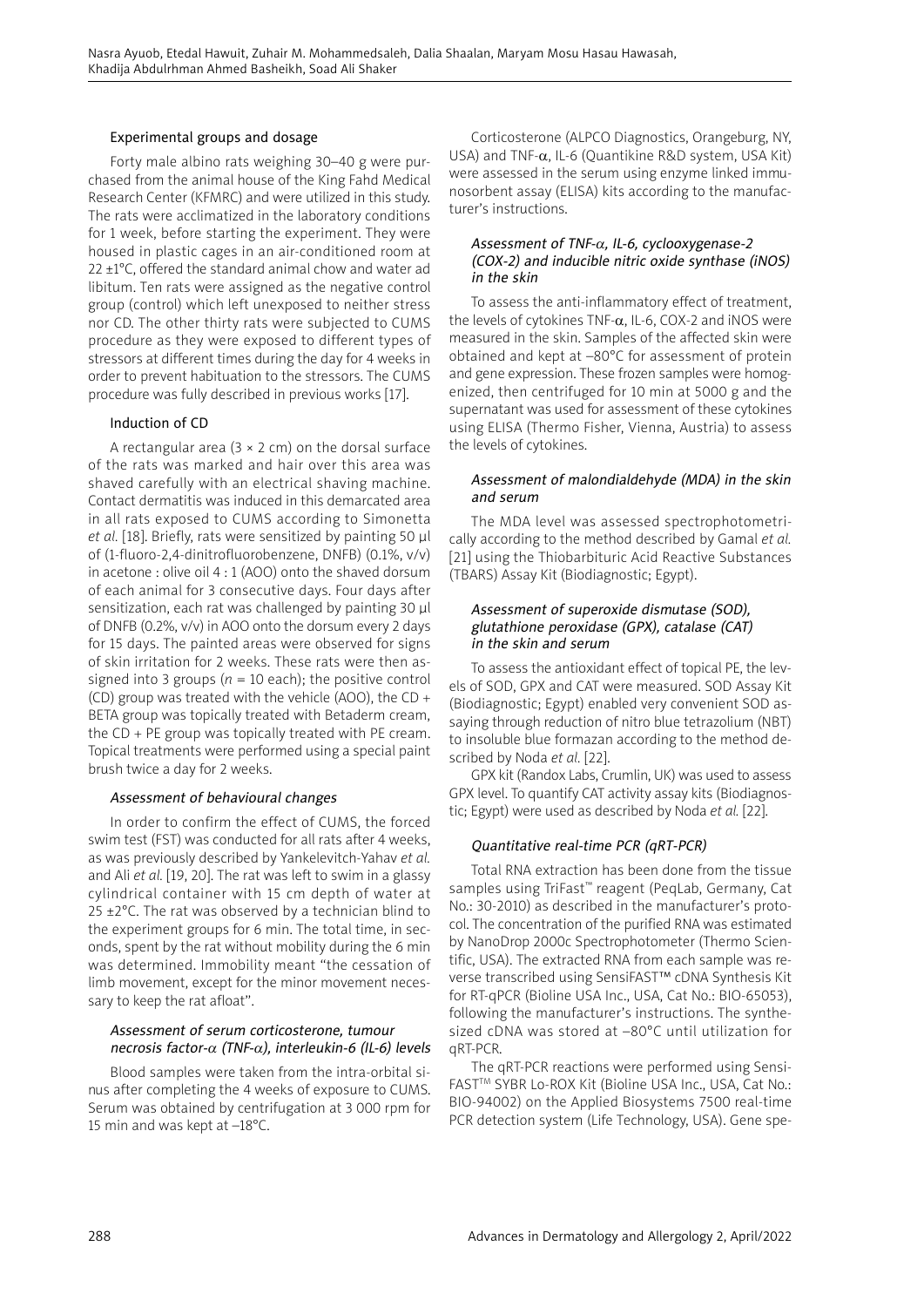## Experimental groups and dosage

Forty male albino rats weighing 30–40 g were purchased from the animal house of the King Fahd Medical Research Center (KFMRC) and were utilized in this study. The rats were acclimatized in the laboratory conditions for 1 week, before starting the experiment. They were housed in plastic cages in an air-conditioned room at 22 ±1°C, offered the standard animal chow and water ad libitum. Ten rats were assigned as the negative control group (control) which left unexposed to neither stress nor CD. The other thirty rats were subjected to CUMS procedure as they were exposed to different types of stressors at different times during the day for 4 weeks in order to prevent habituation to the stressors. The CUMS procedure was fully described in previous works [17].

## Induction of CD

A rectangular area (3 × 2 cm) on the dorsal surface of the rats was marked and hair over this area was shaved carefully with an electrical shaving machine. Contact dermatitis was induced in this demarcated area in all rats exposed to CUMS according to Simonetta *et al.* [18]. Briefly, rats were sensitized by painting 50 µl of (1-fluoro-2,4-dinitrofluorobenzene, DNFB) (0.1%, v/v) in acetone : olive oil 4 : 1 (AOO) onto the shaved dorsum of each animal for 3 consecutive days. Four days after sensitization, each rat was challenged by painting 30 µl of DNFB (0.2%, v/v) in AOO onto the dorsum every 2 days for 15 days. The painted areas were observed for signs of skin irritation for 2 weeks. These rats were then assigned into 3 groups (*n* = 10 each); the positive control (CD) group was treated with the vehicle (AOO), the CD + BETA group was topically treated with Betaderm cream, the CD + PE group was topically treated with PE cream. Topical treatments were performed using a special paint brush twice a day for 2 weeks.

### *Assessment of behavioural changes*

In order to confirm the effect of CUMS, the forced swim test (FST) was conducted for all rats after 4 weeks, as was previously described by Yankelevitch-Yahav *et al.* and Ali *et al.* [19, 20]. The rat was left to swim in a glassy cylindrical container with 15 cm depth of water at 25 ±2°C. The rat was observed by a technician blind to the experiment groups for 6 min. The total time, in seconds, spent by the rat without mobility during the 6 min was determined. Immobility meant "the cessation of limb movement, except for the minor movement necessary to keep the rat afloat".

### *Assessment of serum corticosterone, tumour necrosis factor-α (TNF-α), interleukin-6 (IL-6) levels*

Blood samples were taken from the intra-orbital sinus after completing the 4 weeks of exposure to CUMS. Serum was obtained by centrifugation at 3 000 rpm for 15 min and was kept at –18°C.

Corticosterone (ALPCO Diagnostics, Orangeburg, NY, USA) and TNF-α, IL-6 (Quantikine R&D system, USA Kit) were assessed in the serum using enzyme linked immunosorbent assay (ELISA) kits according to the manufacturer's instructions.

### *Assessment of TNF-α, IL-6, cyclooxygenase-2 (COX-2) and inducible nitric oxide synthase (iNOS) in the skin*

To assess the anti-inflammatory effect of treatment, the levels of cytokines TNF-α, IL-6, COX-2 and iNOS were measured in the skin. Samples of the affected skin were obtained and kept at –80°C for assessment of protein and gene expression. These frozen samples were homogenized, then centrifuged for 10 min at 5000 g and the supernatant was used for assessment of these cytokines using ELISA (Thermo Fisher, Vienna, Austria) to assess the levels of cytokines.

### *Assessment of malondialdehyde (MDA) in the skin and serum*

The MDA level was assessed spectrophotometrically according to the method described by Gamal *et al.* [21] using the Thiobarbituric Acid Reactive Substances (TBARS) Assay Kit (Biodiagnostic; Egypt).

### *Assessment of superoxide dismutase (SOD), glutathione peroxidase (GPX), catalase (CAT) in the skin and serum*

To assess the antioxidant effect of topical PE, the levels of SOD, GPX and CAT were measured. SOD Assay Kit (Biodiagnostic; Egypt) enabled very convenient SOD assaying through reduction of nitro blue tetrazolium (NBT) to insoluble blue formazan according to the method described by Noda *et al.* [22].

GPX kit (Randox Labs, Crumlin, UK) was used to assess GPX level. To quantify CAT activity assay kits (Biodiagnostic; Egypt) were used as described by Noda *et al.* [22].

### *Quantitative real-time PCR (qRT-PCR)*

Total RNA extraction has been done from the tissue samples using TriFast™ reagent (PeqLab, Germany, Cat No.: 30-2010) as described in the manufacturer's protocol. The concentration of the purified RNA was estimated by NanoDrop 2000c Spectrophotometer (Thermo Scientific, USA). The extracted RNA from each sample was reverse transcribed using SensiFAST™ cDNA Synthesis Kit for RT-qPCR (Bioline USA Inc., USA, Cat No.: BIO-65053), following the manufacturer's instructions. The synthesized cDNA was stored at –80°C until utilization for qRT-PCR.

The qRT-PCR reactions were performed using SensiFAST™ SYBR Lo-ROX Kit (Bioline USA Inc., USA, Cat No.: BIO-94002) on the Applied Biosystems 7500 real-time PCR detection system (Life Technology, USA). Gene spe-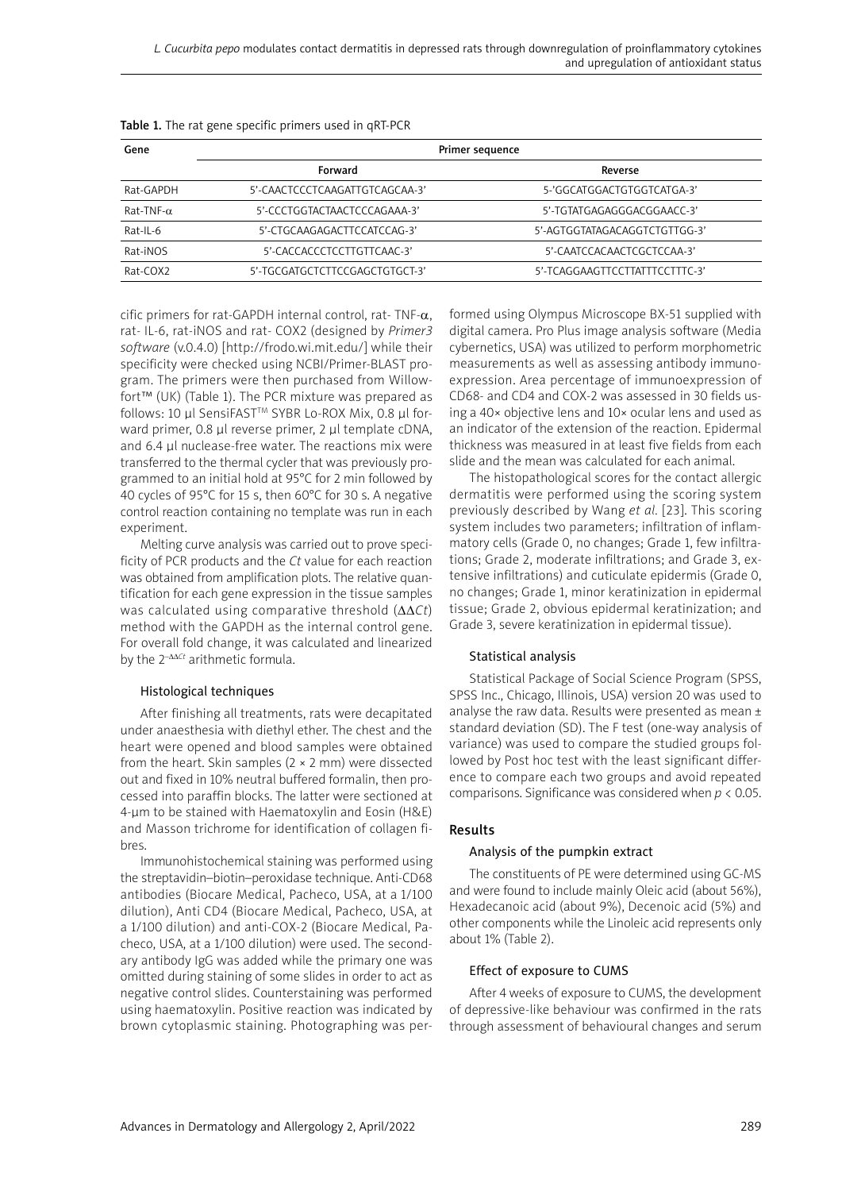Table 1. The rat gene specific primers used in qRT-PCR

| Gene | Primer sequence | |
|---|---|---|
| | Forward | Reverse |
| Rat-GAPDH | 5'-CAACTCCCTCAAGATTGTCAGCAA-3' | 5-'GGCATGGACTGTGGTCATGA-3' |
| Rat-TNF-α | 5'-CCCTGGTACTAACTCCCAGAAA-3' | 5'-TGTATGAGAGGGACGGAACC-3' |
| Rat-IL-6 | 5'-CTGCAAGAGACTTCCATCCAG-3' | 5'-AGTGGTATAGACAGGTCTGTTGG-3' |
| Rat-iNOS | 5'-CACCACCCTCCTTGTTCAAC-3' | 5'-CAATCCACAACTCGCTCCAA-3' |
| Rat-COX2 | 5'-TGCGATGCTCTTCCGAGCTGTGCT-3' | 5'-TCAGGAAGTTCCTTATTTCCTTTC-3' |

cific primers for rat-GAPDH internal control, rat- TNF-α, rat- IL-6, rat-iNOS and rat- COX2 (designed by *Primer3 software* (v.0.4.0) [http://frodo.wi.mit.edu/] while their specificity were checked using NCBI/Primer-BLAST program. The primers were then purchased from Willowfort™ (UK) (Table 1). The PCR mixture was prepared as follows: 10 µl SensiFAST™ SYBR Lo-ROX Mix, 0.8 µl forward primer, 0.8 µl reverse primer, 2 µl template cDNA, and 6.4 µl nuclease-free water. The reactions mix were transferred to the thermal cycler that was previously programmed to an initial hold at 95°C for 2 min followed by 40 cycles of 95°C for 15 s, then 60°C for 30 s. A negative control reaction containing no template was run in each experiment.

Melting curve analysis was carried out to prove specificity of PCR products and the *Ct* value for each reaction was obtained from amplification plots. The relative quantification for each gene expression in the tissue samples was calculated using comparative threshold ($\Delta\Delta Ct$) method with the GAPDH as the internal control gene. For overall fold change, it was calculated and linearized by the $2^{-\Delta\Delta Ct}$ arithmetic formula.

### Histological techniques

After finishing all treatments, rats were decapitated under anaesthesia with diethyl ether. The chest and the heart were opened and blood samples were obtained from the heart. Skin samples (2 × 2 mm) were dissected out and fixed in 10% neutral buffered formalin, then processed into paraffin blocks. The latter were sectioned at 4-µm to be stained with Haematoxylin and Eosin (H&E) and Masson trichrome for identification of collagen fibres.

Immunohistochemical staining was performed using the streptavidin–biotin–peroxidase technique. Anti-CD68 antibodies (Biocare Medical, Pacheco, USA, at a 1/100 dilution), Anti CD4 (Biocare Medical, Pacheco, USA, at a 1/100 dilution) and anti-COX-2 (Biocare Medical, Pacheco, USA, at a 1/100 dilution) were used. The secondary antibody IgG was added while the primary one was omitted during staining of some slides in order to act as negative control slides. Counterstaining was performed using haematoxylin. Positive reaction was indicated by brown cytoplasmic staining. Photographing was performed using Olympus Microscope BX-51 supplied with digital camera. Pro Plus image analysis software (Media cybernetics, USA) was utilized to perform morphometric measurements as well as assessing antibody immunoexpression. Area percentage of immunoexpression of CD68- and CD4 and COX-2 was assessed in 30 fields using a 40× objective lens and 10× ocular lens and used as an indicator of the extension of the reaction. Epidermal thickness was measured in at least five fields from each slide and the mean was calculated for each animal.

The histopathological scores for the contact allergic dermatitis were performed using the scoring system previously described by Wang *et al.* [23]. This scoring system includes two parameters; infiltration of inflammatory cells (Grade 0, no changes; Grade 1, few infiltrations; Grade 2, moderate infiltrations; and Grade 3, extensive infiltrations) and cuticulate epidermis (Grade 0, no changes; Grade 1, minor keratinization in epidermal tissue; Grade 2, obvious epidermal keratinization; and Grade 3, severe keratinization in epidermal tissue).

### Statistical analysis

Statistical Package of Social Science Program (SPSS, SPSS Inc., Chicago, Illinois, USA) version 20 was used to analyse the raw data. Results were presented as mean ± standard deviation (SD). The F test (one-way analysis of variance) was used to compare the studied groups followed by Post hoc test with the least significant difference to compare each two groups and avoid repeated comparisons. Significance was considered when $p < 0.05$.

## Results

### Analysis of the pumpkin extract

The constituents of PE were determined using GC-MS and were found to include mainly Oleic acid (about 56%), Hexadecanoic acid (about 9%), Decenoic acid (5%) and other components while the Linoleic acid represents only about 1% (Table 2).

### Effect of exposure to CUMS

After 4 weeks of exposure to CUMS, the development of depressive-like behaviour was confirmed in the rats through assessment of behavioural changes and serum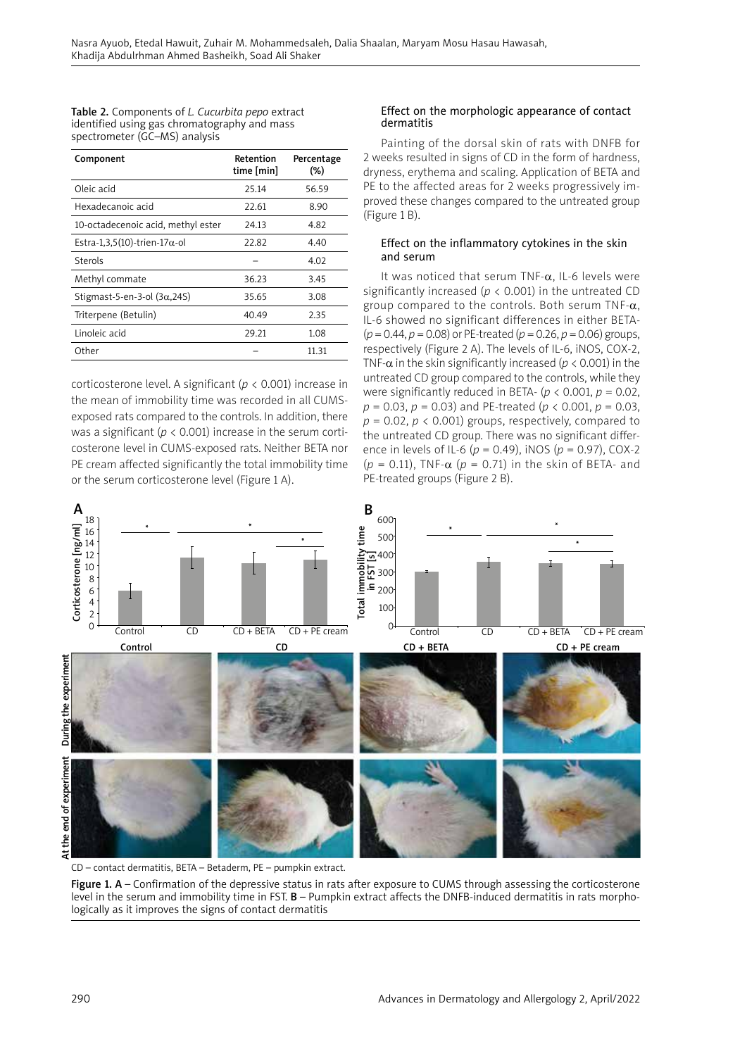Table 2. Components of *L. Cucurbita pepo* extract identified using gas chromatography and mass spectrometer (GC–MS) analysis

| Component | Retention time [min] | Percentage (%) |
|---|---|---|
| Oleic acid | 25.14 | 56.59 |
| Hexadecanoic acid | 22.61 | 8.90 |
| 10-octadecenoic acid, methyl ester | 24.13 | 4.82 |
| Estra-1,3,5(10)-trien-17α-ol | 22.82 | 4.40 |
| Sterols | – | 4.02 |
| Methyl commate | 36.23 | 3.45 |
| Stigmast-5-en-3-ol (3α,24S) | 35.65 | 3.08 |
| Triterpene (Betulin) | 40.49 | 2.35 |
| Linoleic acid | 29.21 | 1.08 |
| Other | – | 11.31 |

corticosterone level. A significant ($p < 0.001$) increase in the mean of immobility time was recorded in all CUMS-exposed rats compared to the controls. In addition, there was a significant ($p < 0.001$) increase in the serum corticosterone level in CUMS-exposed rats. Neither BETA nor PE cream affected significantly the total immobility time or the serum corticosterone level (Figure 1 A).

### Effect on the morphologic appearance of contact dermatitis

Painting of the dorsal skin of rats with DNFB for 2 weeks resulted in signs of CD in the form of hardness, dryness, erythema and scaling. Application of BETA and PE to the affected areas for 2 weeks progressively improved these changes compared to the untreated group (Figure 1 B).

### Effect on the inflammatory cytokines in the skin and serum

It was noticed that serum TNF-α, IL-6 levels were significantly increased ($p < 0.001$) in the untreated CD group compared to the controls. Both serum TNF-α, IL-6 showed no significant differences in either BETA- ($p = 0.44$, $p = 0.08$) or PE-treated ($p = 0.26$, $p = 0.06$) groups, respectively (Figure 2 A). The levels of IL-6, iNOS, COX-2, TNF-α in the skin significantly increased ($p < 0.001$) in the untreated CD group compared to the controls, while they were significantly reduced in BETA- ($p < 0.001$, $p = 0.02$, $p = 0.03$, $p = 0.03$) and PE-treated ($p < 0.001$, $p = 0.03$, $p = 0.02$, $p < 0.001$) groups, respectively, compared to the untreated CD group. There was no significant difference in levels of IL-6 ($p = 0.49$), iNOS ($p = 0.97$), COX-2 ($p = 0.11$), TNF-α ($p = 0.71$) in the skin of BETA- and PE-treated groups (Figure 2 B).

CD – contact dermatitis, BETA – Betaderm, PE – pumpkin extract.

Figure 1. A – Confirmation of the depressive status in rats after exposure to CUMS through assessing the corticosterone level in the serum and immobility time in FST. B – Pumpkin extract affects the DNFB-induced dermatitis in rats morphologically as it improves the signs of contact dermatitis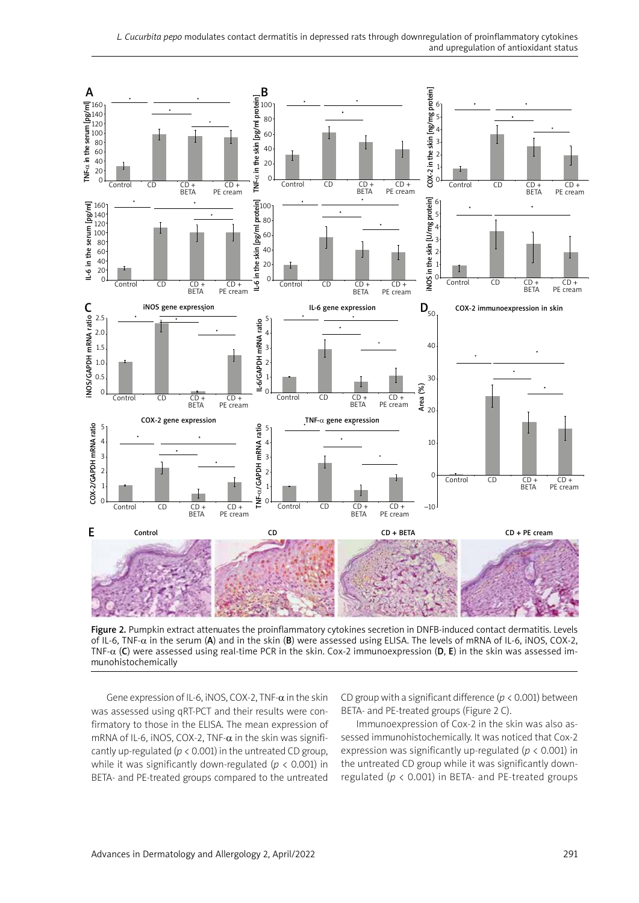Figure 2. Pumpkin extract attenuates the proinflammatory cytokines secretion in DNFB-induced contact dermatitis. Levels of IL-6, TNF-α in the serum (**A**) and in the skin (**B**) were assessed using ELISA. The levels of mRNA of IL-6, iNOS, COX-2, TNF-α (**C**) were assessed using real-time PCR in the skin. Cox-2 immunoexpression (**D**, **E**) in the skin was assessed immunohistochemically

Gene expression of IL-6, iNOS, COX-2, TNF-α in the skin was assessed using qRT-PCT and their results were confirmatory to those in the ELISA. The mean expression of mRNA of IL-6, iNOS, COX-2, TNF-α in the skin was significantly up-regulated ($p < 0.001$) in the untreated CD group, while it was significantly down-regulated ($p < 0.001$) in BETA- and PE-treated groups compared to the untreated CD group with a significant difference ($p < 0.001$) between BETA- and PE-treated groups (Figure 2 C).

Immunoexpression of Cox-2 in the skin was also assessed immunohistochemically. It was noticed that Cox-2 expression was significantly up-regulated ($p < 0.001$) in the untreated CD group while it was significantly down-regulated ($p < 0.001$) in BETA- and PE-treated groups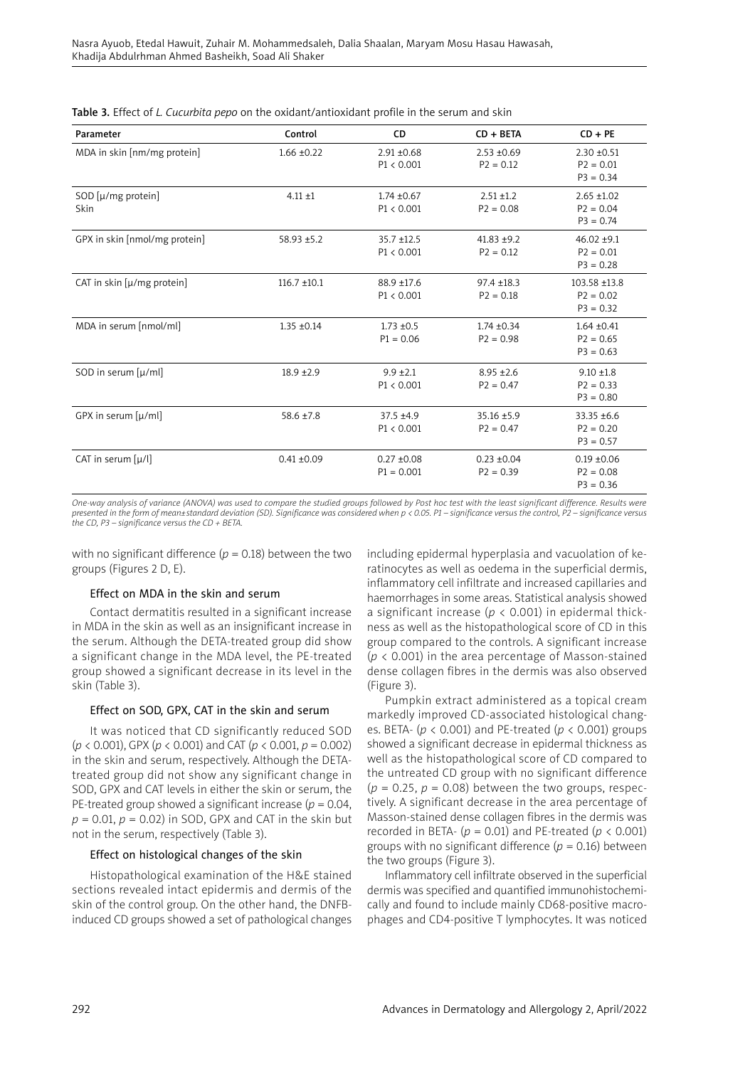**Table 3.** Effect of *L. Cucurbita pepo* on the oxidant/antioxidant profile in the serum and skin

| Parameter | Control | CD | CD + BETA | CD + PE |
|---|---|---|---|---|
| MDA in skin [nm/mg protein] | 1.66 ±0.22 | 2.91 ±0.68<br>P1 < 0.001 | 2.53 ±0.69<br>P2 = 0.12 | 2.30 ±0.51<br>P2 = 0.01<br>P3 = 0.34 |
| SOD [μ/mg protein]<br>Skin | 4.11 ±1 | 1.74 ±0.67<br>P1 < 0.001 | 2.51 ±1.2<br>P2 = 0.08 | 2.65 ±1.02<br>P2 = 0.04<br>P3 = 0.74 |
| GPX in skin [nmol/mg protein] | 58.93 ±5.2 | 35.7 ±12.5<br>P1 < 0.001 | 41.83 ±9.2<br>P2 = 0.12 | 46.02 ±9.1<br>P2 = 0.01<br>P3 = 0.28 |
| CAT in skin [μ/mg protein] | 116.7 ±10.1 | 88.9 ±17.6<br>P1 < 0.001 | 97.4 ±18.3<br>P2 = 0.18 | 103.58 ±13.8<br>P2 = 0.02<br>P3 = 0.32 |
| MDA in serum [nmol/ml] | 1.35 ±0.14 | 1.73 ±0.5<br>P1 = 0.06 | 1.74 ±0.34<br>P2 = 0.98 | 1.64 ±0.41<br>P2 = 0.65<br>P3 = 0.63 |
| SOD in serum [μ/ml] | 18.9 ±2.9 | 9.9 ±2.1<br>P1 < 0.001 | 8.95 ±2.6<br>P2 = 0.47 | 9.10 ±1.8<br>P2 = 0.33<br>P3 = 0.80 |
| GPX in serum [μ/ml] | 58.6 ±7.8 | 37.5 ±4.9<br>P1 < 0.001 | 35.16 ±5.9<br>P2 = 0.47 | 33.35 ±6.6<br>P2 = 0.20<br>P3 = 0.57 |
| CAT in serum [μ/l] | 0.41 ±0.09 | 0.27 ±0.08<br>P1 = 0.001 | 0.23 ±0.04<br>P2 = 0.39 | 0.19 ±0.06<br>P2 = 0.08<br>P3 = 0.36 |

*One-way analysis of variance (ANOVA) was used to compare the studied groups followed by Post hoc test with the least significant difference. Results were presented in the form of mean±standard deviation (SD). Significance was considered when p < 0.05. P1 – significance versus the control, P2 – significance versus the CD, P3 – significance versus the CD + BETA.*

with no significant difference ($p = 0.18$) between the two groups (Figures 2 D, E).

### Effect on MDA in the skin and serum

Contact dermatitis resulted in a significant increase in MDA in the skin as well as an insignificant increase in the serum. Although the DETA-treated group did show a significant change in the MDA level, the PE-treated group showed a significant decrease in its level in the skin (Table 3).

### Effect on SOD, GPX, CAT in the skin and serum

It was noticed that CD significantly reduced SOD ($p < 0.001$), GPX ($p < 0.001$) and CAT ($p < 0.001$, $p = 0.002$) in the skin and serum, respectively. Although the DETA-treated group did not show any significant change in SOD, GPX and CAT levels in either the skin or serum, the PE-treated group showed a significant increase ($p = 0.04$, $p = 0.01$, $p = 0.02$) in SOD, GPX and CAT in the skin but not in the serum, respectively (Table 3).

### Effect on histological changes of the skin

Histopathological examination of the H&E stained sections revealed intact epidermis and dermis of the skin of the control group. On the other hand, the DNFB-induced CD groups showed a set of pathological changes including epidermal hyperplasia and vacuolation of keratinocytes as well as oedema in the superficial dermis, inflammatory cell infiltrate and increased capillaries and haemorrhages in some areas. Statistical analysis showed a significant increase ($p < 0.001$) in epidermal thickness as well as the histopathological score of CD in this group compared to the controls. A significant increase ($p < 0.001$) in the area percentage of Masson-stained dense collagen fibres in the dermis was also observed (Figure 3).

Pumpkin extract administered as a topical cream markedly improved CD-associated histological changes. BETA- ($p < 0.001$) and PE-treated ($p < 0.001$) groups showed a significant decrease in epidermal thickness as well as the histopathological score of CD compared to the untreated CD group with no significant difference ($p = 0.25$, $p = 0.08$) between the two groups, respectively. A significant decrease in the area percentage of Masson-stained dense collagen fibres in the dermis was recorded in BETA- ($p = 0.01$) and PE-treated ($p < 0.001$) groups with no significant difference ($p = 0.16$) between the two groups (Figure 3).

Inflammatory cell infiltrate observed in the superficial dermis was specified and quantified immunohistochemically and found to include mainly CD68-positive macrophages and CD4-positive T lymphocytes. It was noticed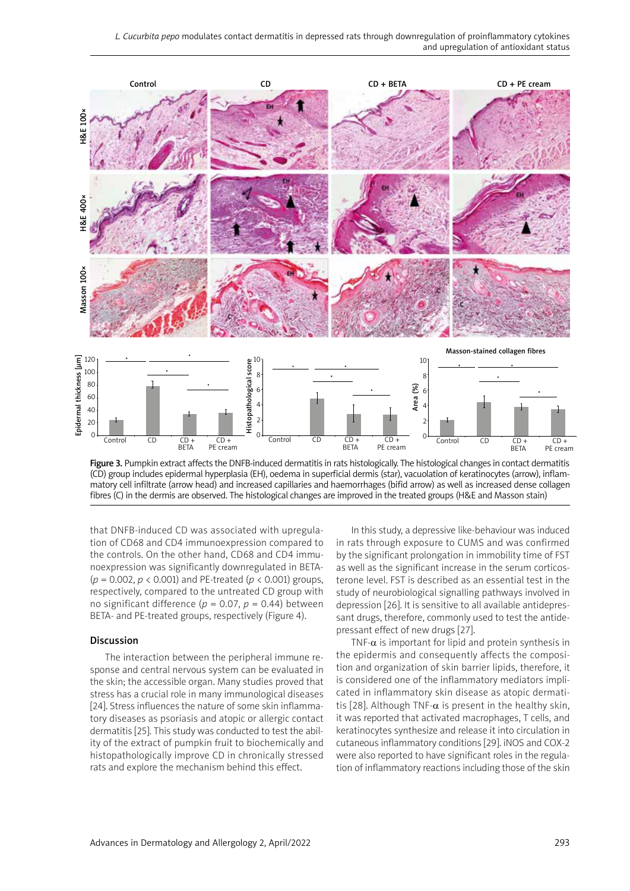Figure 3. Pumpkin extract affects the DNFB-induced dermatitis in rats histologically. The histological changes in contact dermatitis (CD) group includes epidermal hyperplasia (EH), oedema in superficial dermis (star), vacuolation of keratinocytes (arrow), inflammatory cell infiltrate (arrow head) and increased capillaries and haemorrhages (bifid arrow) as well as increased dense collagen fibres (C) in the dermis are observed. The histological changes are improved in the treated groups (H&E and Masson stain)

that DNFB-induced CD was associated with upregulation of CD68 and CD4 immunoexpression compared to the controls. On the other hand, CD68 and CD4 immunoexpression was significantly downregulated in BETA- ($p = 0.002$, $p < 0.001$) and PE-treated ($p < 0.001$) groups, respectively, compared to the untreated CD group with no significant difference ($p = 0.07$, $p = 0.44$) between BETA- and PE-treated groups, respectively (Figure 4).

## Discussion

The interaction between the peripheral immune response and central nervous system can be evaluated in the skin; the accessible organ. Many studies proved that stress has a crucial role in many immunological diseases [24]. Stress influences the nature of some skin inflammatory diseases as psoriasis and atopic or allergic contact dermatitis [25]. This study was conducted to test the ability of the extract of pumpkin fruit to biochemically and histopathologically improve CD in chronically stressed rats and explore the mechanism behind this effect.

In this study, a depressive like-behaviour was induced in rats through exposure to CUMS and was confirmed by the significant prolongation in immobility time of FST as well as the significant increase in the serum corticosterone level. FST is described as an essential test in the study of neurobiological signalling pathways involved in depression [26]. It is sensitive to all available antidepressant drugs, therefore, commonly used to test the antidepressant effect of new drugs [27].

TNF-$\alpha$ is important for lipid and protein synthesis in the epidermis and consequently affects the composition and organization of skin barrier lipids, therefore, it is considered one of the inflammatory mediators implicated in inflammatory skin disease as atopic dermatitis [28]. Although TNF-$\alpha$ is present in the healthy skin, it was reported that activated macrophages, T cells, and keratinocytes synthesize and release it into circulation in cutaneous inflammatory conditions [29]. iNOS and COX-2 were also reported to have significant roles in the regulation of inflammatory reactions including those of the skin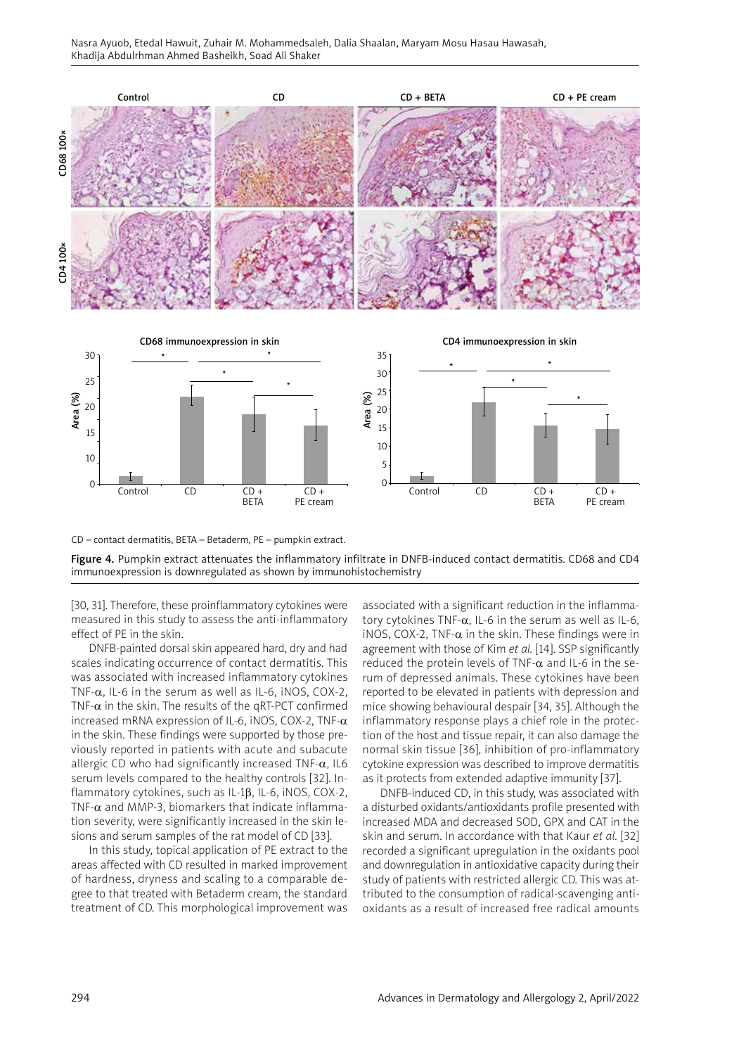CD – contact dermatitis, BETA – Betaderm, PE – pumpkin extract.

**Figure 4.** Pumpkin extract attenuates the inflammatory infiltrate in DNFB-induced contact dermatitis. CD68 and CD4 immunoexpression is downregulated as shown by immunohistochemistry

[30, 31]. Therefore, these proinflammatory cytokines were measured in this study to assess the anti-inflammatory effect of PE in the skin.

DNFB-painted dorsal skin appeared hard, dry and had scales indicating occurrence of contact dermatitis. This was associated with increased inflammatory cytokines TNF-α, IL-6 in the serum as well as IL-6, iNOS, COX-2, TNF-α in the skin. The results of the qRT-PCT confirmed increased mRNA expression of IL-6, iNOS, COX-2, TNF-α in the skin. These findings were supported by those previously reported in patients with acute and subacute allergic CD who had significantly increased TNF-α, IL6 serum levels compared to the healthy controls [32]. Inflammatory cytokines, such as IL-1β, IL-6, iNOS, COX-2, TNF-α and MMP-3, biomarkers that indicate inflammation severity, were significantly increased in the skin lesions and serum samples of the rat model of CD [33].

In this study, topical application of PE extract to the areas affected with CD resulted in marked improvement of hardness, dryness and scaling to a comparable degree to that treated with Betaderm cream, the standard treatment of CD. This morphological improvement was associated with a significant reduction in the inflammatory cytokines TNF-α, IL-6 in the serum as well as IL-6, iNOS, COX-2, TNF-α in the skin. These findings were in agreement with those of Kim *et al.* [14]. SSP significantly reduced the protein levels of TNF-α and IL-6 in the serum of depressed animals. These cytokines have been reported to be elevated in patients with depression and mice showing behavioural despair [34, 35]. Although the inflammatory response plays a chief role in the protection of the host and tissue repair, it can also damage the normal skin tissue [36], inhibition of pro-inflammatory cytokine expression was described to improve dermatitis as it protects from extended adaptive immunity [37].

DNFB-induced CD, in this study, was associated with a disturbed oxidants/antioxidants profile presented with increased MDA and decreased SOD, GPX and CAT in the skin and serum. In accordance with that Kaur *et al.* [32] recorded a significant upregulation in the oxidants pool and downregulation in antioxidative capacity during their study of patients with restricted allergic CD. This was attributed to the consumption of radical-scavenging antioxidants as a result of increased free radical amounts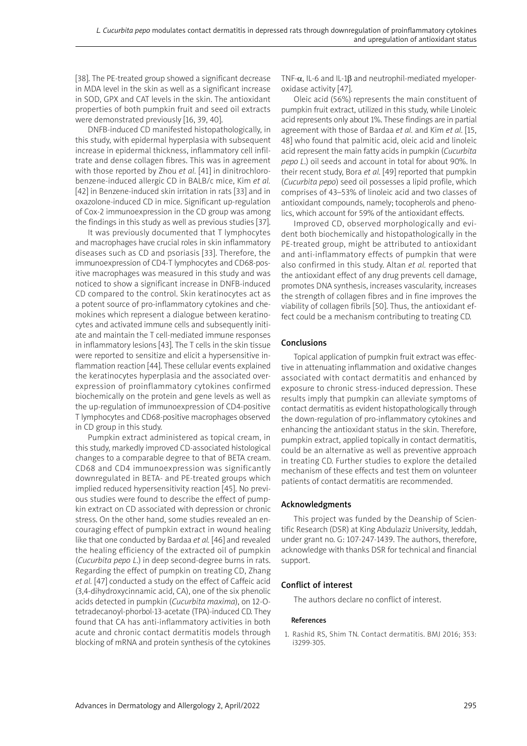[38]. The PE-treated group showed a significant decrease in MDA level in the skin as well as a significant increase in SOD, GPX and CAT levels in the skin. The antioxidant properties of both pumpkin fruit and seed oil extracts were demonstrated previously [16, 39, 40].

DNFB-induced CD manifested histopathologically, in this study, with epidermal hyperplasia with subsequent increase in epidermal thickness, inflammatory cell infiltrate and dense collagen fibres. This was in agreement with those reported by Zhou *et al.* [41] in dinitrochlorobenzene-induced allergic CD in BALB/c mice, Kim *et al.* [42] in Benzene-induced skin irritation in rats [33] and in oxazolone-induced CD in mice. Significant up-regulation of Cox-2 immunoexpression in the CD group was among the findings in this study as well as previous studies [37].

It was previously documented that T lymphocytes and macrophages have crucial roles in skin inflammatory diseases such as CD and psoriasis [33]. Therefore, the immunoexpression of CD4-T lymphocytes and CD68-positive macrophages was measured in this study and was noticed to show a significant increase in DNFB-induced CD compared to the control. Skin keratinocytes act as a potent source of pro-inflammatory cytokines and chemokines which represent a dialogue between keratinocytes and activated immune cells and subsequently initiate and maintain the T cell-mediated immune responses in inflammatory lesions [43]. The T cells in the skin tissue were reported to sensitize and elicit a hypersensitive inflammation reaction [44]. These cellular events explained the keratinocytes hyperplasia and the associated overexpression of proinflammatory cytokines confirmed biochemically on the protein and gene levels as well as the up-regulation of immunoexpression of CD4-positive T lymphocytes and CD68-positive macrophages observed in CD group in this study.

Pumpkin extract administered as topical cream, in this study, markedly improved CD-associated histological changes to a comparable degree to that of BETA cream. CD68 and CD4 immunoexpression was significantly downregulated in BETA- and PE-treated groups which implied reduced hypersensitivity reaction [45]. No previous studies were found to describe the effect of pumpkin extract on CD associated with depression or chronic stress. On the other hand, some studies revealed an encouraging effect of pumpkin extract in wound healing like that one conducted by Bardaa *et al.* [46] and revealed the healing efficiency of the extracted oil of pumpkin (*Cucurbita pepo L.*) in deep second-degree burns in rats. Regarding the effect of pumpkin on treating CD, Zhang *et al.* [47] conducted a study on the effect of Caffeic acid (3,4-dihydroxycinnamic acid, CA), one of the six phenolic acids detected in pumpkin (*Cucurbita maxima*), on 12-O-tetradecanoyl-phorbol-13-acetate (TPA)-induced CD. They found that CA has anti-inflammatory activities in both acute and chronic contact dermatitis models through blocking of mRNA and protein synthesis of the cytokines TNF-$\alpha$, IL-6 and IL-1$\beta$ and neutrophil-mediated myeloperoxidase activity [47].

Oleic acid (56%) represents the main constituent of pumpkin fruit extract, utilized in this study, while Linoleic acid represents only about 1%. These findings are in partial agreement with those of Bardaa *et al.* and Kim *et al.* [15, 48] who found that palmitic acid, oleic acid and linoleic acid represent the main fatty acids in pumpkin (*Cucurbita pepo L.*) oil seeds and account in total for about 90%. In their recent study, Bora *et al.* [49] reported that pumpkin (*Cucurbita pepo*) seed oil possesses a lipid profile, which comprises of 43–53% of linoleic acid and two classes of antioxidant compounds, namely; tocopherols and phenolics, which account for 59% of the antioxidant effects.

Improved CD, observed morphologically and evident both biochemically and histopathologically in the PE-treated group, might be attributed to antioxidant and anti-inflammatory effects of pumpkin that were also confirmed in this study. Altan *et al.* reported that the antioxidant effect of any drug prevents cell damage, promotes DNA synthesis, increases vascularity, increases the strength of collagen fibres and in fine improves the viability of collagen fibrils [50]. Thus, the antioxidant effect could be a mechanism contributing to treating CD.

## Conclusions

Topical application of pumpkin fruit extract was effective in attenuating inflammation and oxidative changes associated with contact dermatitis and enhanced by exposure to chronic stress-induced depression. These results imply that pumpkin can alleviate symptoms of contact dermatitis as evident histopathologically through the down-regulation of pro-inflammatory cytokines and enhancing the antioxidant status in the skin. Therefore, pumpkin extract, applied topically in contact dermatitis, could be an alternative as well as preventive approach in treating CD. Further studies to explore the detailed mechanism of these effects and test them on volunteer patients of contact dermatitis are recommended.

## Acknowledgments

This project was funded by the Deanship of Scientific Research (DSR) at King Abdulaziz University, Jeddah, under grant no. G: 107-247-1439. The authors, therefore, acknowledge with thanks DSR for technical and financial support.

## Conflict of interest

The authors declare no conflict of interest.

### References

1. Rashid RS, Shim TN. Contact dermatitis. BMJ 2016; 353: i3299-305.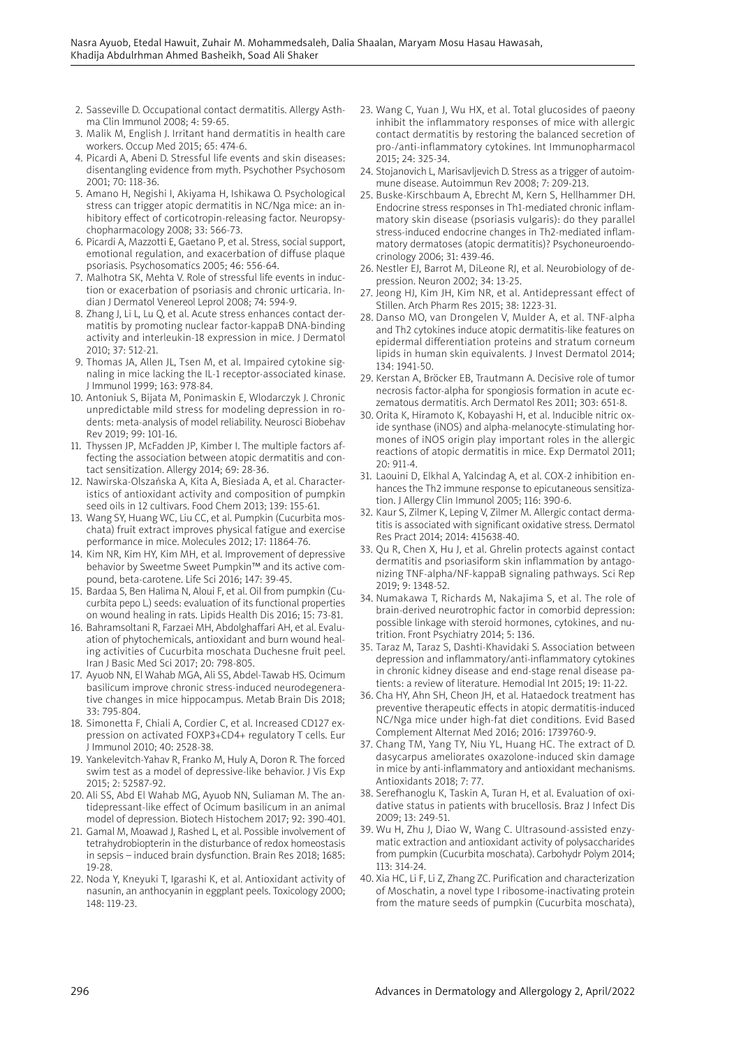2. Sasseville D. Occupational contact dermatitis. Allergy Asthma Clin Immunol 2008; 4: 59-65.
3. Malik M, English J. Irritant hand dermatitis in health care workers. Occup Med 2015; 65: 474-6.
4. Picardi A, Abeni D. Stressful life events and skin diseases: disentangling evidence from myth. Psychother Psychosom 2001; 70: 118-36.
5. Amano H, Negishi I, Akiyama H, Ishikawa O. Psychological stress can trigger atopic dermatitis in NC/Nga mice: an inhibitory effect of corticotropin-releasing factor. Neuropsychopharmacology 2008; 33: 566-73.
6. Picardi A, Mazzotti E, Gaetano P, et al. Stress, social support, emotional regulation, and exacerbation of diffuse plaque psoriasis. Psychosomatics 2005; 46: 556-64.
7. Malhotra SK, Mehta V. Role of stressful life events in induction or exacerbation of psoriasis and chronic urticaria. Indian J Dermatol Venereol Leprol 2008; 74: 594-9.
8. Zhang J, Li L, Lu Q, et al. Acute stress enhances contact dermatitis by promoting nuclear factor-kappaB DNA-binding activity and interleukin-18 expression in mice. J Dermatol 2010; 37: 512-21.
9. Thomas JA, Allen JL, Tsen M, et al. Impaired cytokine signaling in mice lacking the IL-1 receptor-associated kinase. J Immunol 1999; 163: 978-84.
10. Antoniuk S, Bijata M, Ponimaskin E, Wlodarczyk J. Chronic unpredictable mild stress for modeling depression in rodents: meta-analysis of model reliability. Neurosci Biobehav Rev 2019; 99: 101-16.
11. Thyssen JP, McFadden JP, Kimber I. The multiple factors affecting the association between atopic dermatitis and contact sensitization. Allergy 2014; 69: 28-36.
12. Nawirska-Olszańska A, Kita A, Biesiada A, et al. Characteristics of antioxidant activity and composition of pumpkin seed oils in 12 cultivars. Food Chem 2013; 139: 155-61.
13. Wang SY, Huang WC, Liu CC, et al. Pumpkin (Cucurbita moschata) fruit extract improves physical fatigue and exercise performance in mice. Molecules 2012; 17: 11864-76.
14. Kim NR, Kim HY, Kim MH, et al. Improvement of depressive behavior by Sweetme Sweet Pumpkin™ and its active compound, beta-carotene. Life Sci 2016; 147: 39-45.
15. Bardaa S, Ben Halima N, Aloui F, et al. Oil from pumpkin (Cucurbita pepo L.) seeds: evaluation of its functional properties on wound healing in rats. Lipids Health Dis 2016; 15: 73-81.
16. Bahramsoltani R, Farzaei MH, Abdolghaffari AH, et al. Evaluation of phytochemicals, antioxidant and burn wound healing activities of Cucurbita moschata Duchesne fruit peel. Iran J Basic Med Sci 2017; 20: 798-805.
17. Ayuob NN, El Wahab MGA, Ali SS, Abdel-Tawab HS. Ocimum basilicum improve chronic stress-induced neurodegenerative changes in mice hippocampus. Metab Brain Dis 2018; 33: 795-804.
18. Simonetta F, Chiali A, Cordier C, et al. Increased CD127 expression on activated FOXP3+CD4+ regulatory T cells. Eur J Immunol 2010; 40: 2528-38.
19. Yankelevitch-Yahav R, Franko M, Huly A, Doron R. The forced swim test as a model of depressive-like behavior. J Vis Exp 2015; 2: 52587-92.
20. Ali SS, Abd El Wahab MG, Ayuob NN, Suliaman M. The antidepressant-like effect of Ocimum basilicum in an animal model of depression. Biotech Histochem 2017; 92: 390-401.
21. Gamal M, Moawad J, Rashed L, et al. Possible involvement of tetrahydrobiopterin in the disturbance of redox homeostasis in sepsis – induced brain dysfunction. Brain Res 2018; 1685: 19-28.
22. Noda Y, Kneyuki T, Igarashi K, et al. Antioxidant activity of nasunin, an anthocyanin in eggplant peels. Toxicology 2000; 148: 119-23.
23. Wang C, Yuan J, Wu HX, et al. Total glucosides of paeony inhibit the inflammatory responses of mice with allergic contact dermatitis by restoring the balanced secretion of pro-/anti-inflammatory cytokines. Int Immunopharmacol 2015; 24: 325-34.
24. Stojanovich L, Marisavljevich D. Stress as a trigger of autoimmune disease. Autoimmun Rev 2008; 7: 209-213.
25. Buske-Kirschbaum A, Ebrecht M, Kern S, Hellhammer DH. Endocrine stress responses in Th1-mediated chronic inflammatory skin disease (psoriasis vulgaris): do they parallel stress-induced endocrine changes in Th2-mediated inflammatory dermatoses (atopic dermatitis)? Psychoneuroendocrinology 2006; 31: 439-46.
26. Nestler EJ, Barrot M, DiLeone RJ, et al. Neurobiology of depression. Neuron 2002; 34: 13-25.
27. Jeong HJ, Kim JH, Kim NR, et al. Antidepressant effect of Stillen. Arch Pharm Res 2015; 38: 1223-31.
28. Danso MO, van Drongelen V, Mulder A, et al. TNF-alpha and Th2 cytokines induce atopic dermatitis-like features on epidermal differentiation proteins and stratum corneum lipids in human skin equivalents. J Invest Dermatol 2014; 134: 1941-50.
29. Kerstan A, Bröcker EB, Trautmann A. Decisive role of tumor necrosis factor-alpha for spongiosis formation in acute eczematous dermatitis. Arch Dermatol Res 2011; 303: 651-8.
30. Orita K, Hiramoto K, Kobayashi H, et al. Inducible nitric oxide synthase (iNOS) and alpha-melanocyte-stimulating hormones of iNOS origin play important roles in the allergic reactions of atopic dermatitis in mice. Exp Dermatol 2011; 20: 911-4.
31. Laouini D, Elkhal A, Yalcindag A, et al. COX-2 inhibition enhances the Th2 immune response to epicutaneous sensitization. J Allergy Clin Immunol 2005; 116: 390-6.
32. Kaur S, Zilmer K, Leping V, Zilmer M. Allergic contact dermatitis is associated with significant oxidative stress. Dermatol Res Pract 2014; 2014: 415638-40.
33. Qu R, Chen X, Hu J, et al. Ghrelin protects against contact dermatitis and psoriasiform skin inflammation by antagonizing TNF-alpha/NF-kappaB signaling pathways. Sci Rep 2019; 9: 1348-52.
34. Numakawa T, Richards M, Nakajima S, et al. The role of brain-derived neurotrophic factor in comorbid depression: possible linkage with steroid hormones, cytokines, and nutrition. Front Psychiatry 2014; 5: 136.
35. Taraz M, Taraz S, Dashti-Khavidaki S. Association between depression and inflammatory/anti-inflammatory cytokines in chronic kidney disease and end-stage renal disease patients: a review of literature. Hemodial Int 2015; 19: 11-22.
36. Cha HY, Ahn SH, Cheon JH, et al. Hataedock treatment has preventive therapeutic effects in atopic dermatitis-induced NC/Nga mice under high-fat diet conditions. Evid Based Complement Alternat Med 2016; 2016: 1739760-9.
37. Chang TM, Yang TY, Niu YL, Huang HC. The extract of D. dasycarpus ameliorates oxazolone-induced skin damage in mice by anti-inflammatory and antioxidant mechanisms. Antioxidants 2018; 7: 77.
38. Serefhanoglu K, Taskin A, Turan H, et al. Evaluation of oxidative status in patients with brucellosis. Braz J Infect Dis 2009; 13: 249-51.
39. Wu H, Zhu J, Diao W, Wang C. Ultrasound-assisted enzymatic extraction and antioxidant activity of polysaccharides from pumpkin (Cucurbita moschata). Carbohydr Polym 2014; 113: 314-24.
40. Xia HC, Li F, Li Z, Zhang ZC. Purification and characterization of Moschatin, a novel type I ribosome-inactivating protein from the mature seeds of pumpkin (Cucurbita moschata),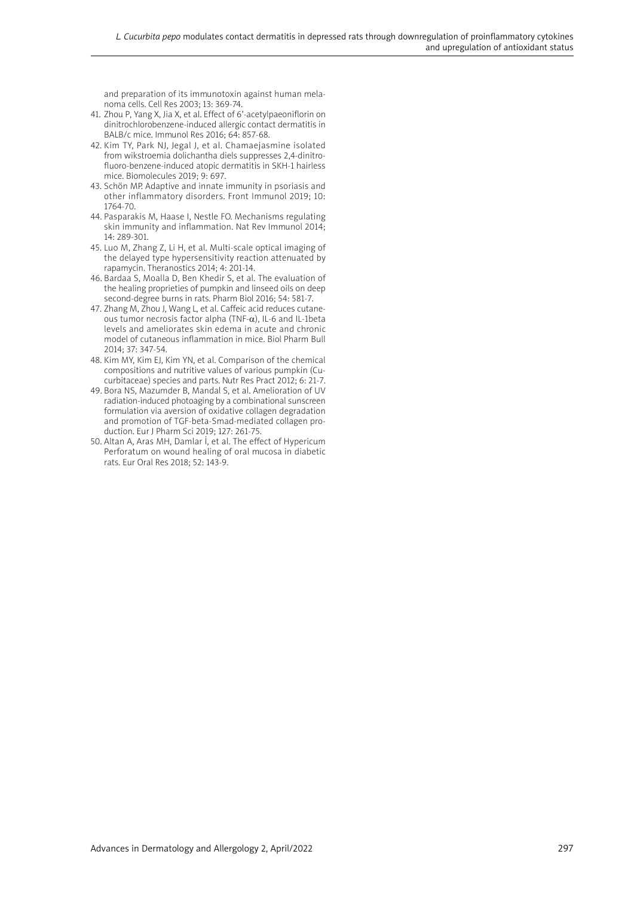and preparation of its immunotoxin against human melanoma cells. Cell Res 2003; 13: 369-74.

41. Zhou P, Yang X, Jia X, et al. Effect of 6'-acetylpaeoniflorin on dinitrochlorobenzene-induced allergic contact dermatitis in BALB/c mice. Immunol Res 2016; 64: 857-68.
42. Kim TY, Park NJ, Jegal J, et al. Chamaejasmine isolated from wikstroemia dolichantha diels suppresses 2,4-dinitrofluoro-benzene-induced atopic dermatitis in SKH-1 hairless mice. Biomolecules 2019; 9: 697.
43. Schön MP. Adaptive and innate immunity in psoriasis and other inflammatory disorders. Front Immunol 2019; 10: 1764-70.
44. Pasparakis M, Haase I, Nestle FO. Mechanisms regulating skin immunity and inflammation. Nat Rev Immunol 2014; 14: 289-301.
45. Luo M, Zhang Z, Li H, et al. Multi-scale optical imaging of the delayed type hypersensitivity reaction attenuated by rapamycin. Theranostics 2014; 4: 201-14.
46. Bardaa S, Moalla D, Ben Khedir S, et al. The evaluation of the healing proprieties of pumpkin and linseed oils on deep second-degree burns in rats. Pharm Biol 2016; 54: 581-7.
47. Zhang M, Zhou J, Wang L, et al. Caffeic acid reduces cutaneous tumor necrosis factor alpha (TNF-α), IL-6 and IL-1beta levels and ameliorates skin edema in acute and chronic model of cutaneous inflammation in mice. Biol Pharm Bull 2014; 37: 347-54.
48. Kim MY, Kim EJ, Kim YN, et al. Comparison of the chemical compositions and nutritive values of various pumpkin (Cucurbitaceae) species and parts. Nutr Res Pract 2012; 6: 21-7.
49. Bora NS, Mazumder B, Mandal S, et al. Amelioration of UV radiation-induced photoaging by a combinational sunscreen formulation via aversion of oxidative collagen degradation and promotion of TGF-beta-Smad-mediated collagen production. Eur J Pharm Sci 2019; 127: 261-75.
50. Altan A, Aras MH, Damlar İ, et al. The effect of Hypericum Perforatum on wound healing of oral mucosa in diabetic rats. Eur Oral Res 2018; 52: 143-9.